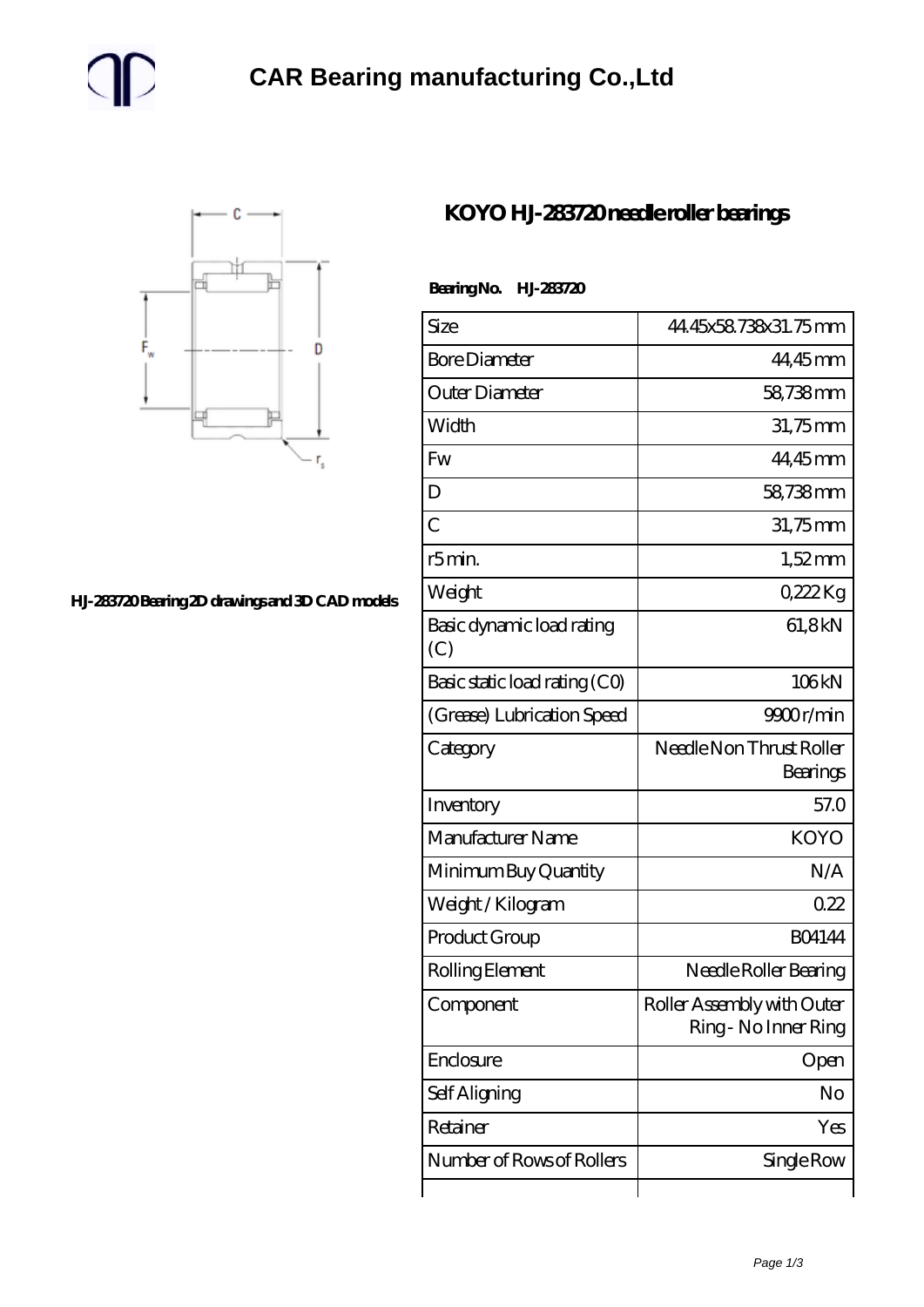# CAR Bearing manufacturing Co.,Ltd

## KOYO HJ-283720 needle roller bearings

HJ-283720 Bearing 2D drawings and 3D CAD models

**Bearing No. HJ-283720**

| | |
|---|---|
| Size | 44.45x58.738x31.75 mm |
| Bore Diameter | 44,45 mm |
| Outer Diameter | 58,738 mm |
| Width | 31,75 mm |
| Fw | 44,45 mm |
| D | 58,738 mm |
| C | 31,75 mm |
| r5 min. | 1,52 mm |
| Weight | 0,222 Kg |
| Basic dynamic load rating (C) | 61,8 kN |
| Basic static load rating (C0) | 106 kN |
| (Grease) Lubrication Speed | 9900 r/min |
| Category | Needle Non Thrust Roller Bearings |
| Inventory | 57.0 |
| Manufacturer Name | KOYO |
| Minimum Buy Quantity | N/A |
| Weight / Kilogram | 0.22 |
| Product Group | B04144 |
| Rolling Element | Needle Roller Bearing |
| Component | Roller Assembly with Outer Ring - No Inner Ring |
| Enclosure | Open |
| Self Aligning | No |
| Retainer | Yes |
| Number of Rows of Rollers | Single Row |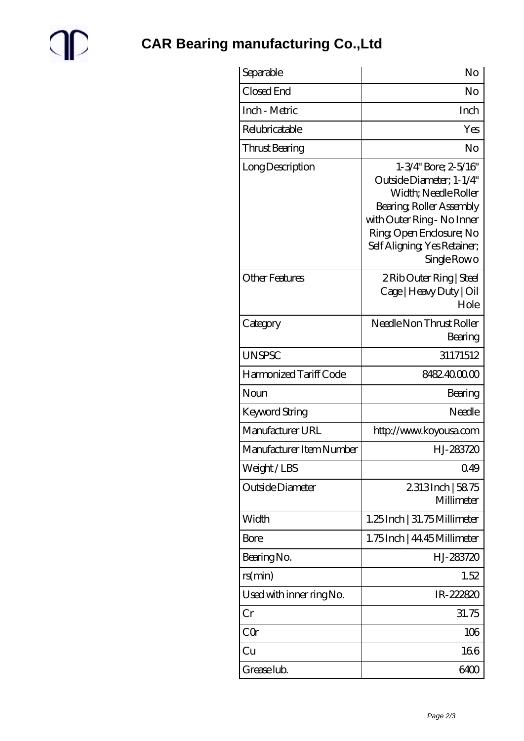# CAR Bearing manufacturing Co.,Ltd

| Separable | No |
|---|---|
| Closed End | No |
| Inch - Metric | Inch |
| Relubricatable | Yes |
| Thrust Bearing | No |
| Long Description | 1-3/4" Bore; 2-5/16" Outside Diameter; 1-1/4" Width; Needle Roller Bearing; Roller Assembly with Outer Ring - No Inner Ring; Open Enclosure; No Self Aligning; Yes Retainer; Single Rowo |
| Other Features | 2 Rib Outer Ring \| Steel Cage \| Heavy Duty \| Oil Hole |
| Category | Needle Non Thrust Roller Bearing |
| UNSPSC | 31171512 |
| Harmonized Tariff Code | 8482.40.00.00 |
| Noun | Bearing |
| Keyword String | Needle |
| Manufacturer URL | http://www.koyousa.com |
| Manufacturer Item Number | HJ-283720 |
| Weight / LBS | 0.49 |
| Outside Diameter | 2.313 Inch \| 58.75 Millimeter |
| Width | 1.25 Inch \| 31.75 Millimeter |
| Bore | 1.75 Inch \| 44.45 Millimeter |
| Bearing No. | HJ-283720 |
| rs(min) | 1.52 |
| Used with inner ring No. | IR-222820 |
| Cr | 31.75 |
| C0r | 106 |
| Cu | 16.6 |
| Grease lub. | 6400 |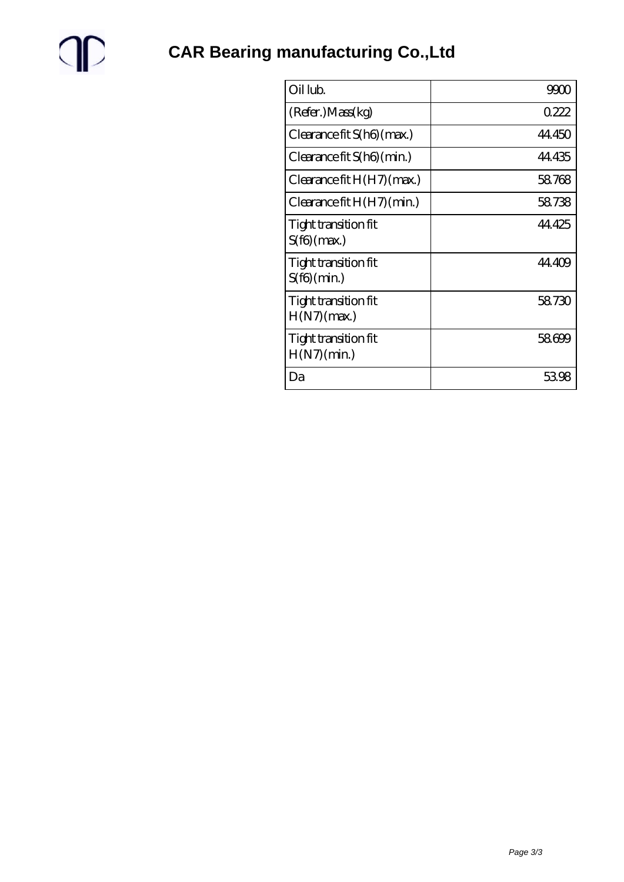# CAR Bearing manufacturing Co.,Ltd

| | |
|---|---|
| Oil lub. | 9900 |
| (Refer.)Mass(kg) | 0.222 |
| Clearance fit S(h6)(max.) | 44.450 |
| Clearance fit S(h6)(min.) | 44.435 |
| Clearance fit H(H7)(max.) | 58.768 |
| Clearance fit H(H7)(min.) | 58.738 |
| Tight transition fit S(f6)(max.) | 44.425 |
| Tight transition fit S(f6)(min.) | 44.409 |
| Tight transition fit H(N7)(max.) | 58.730 |
| Tight transition fit H(N7)(min.) | 58.699 |
| Da | 53.98 |